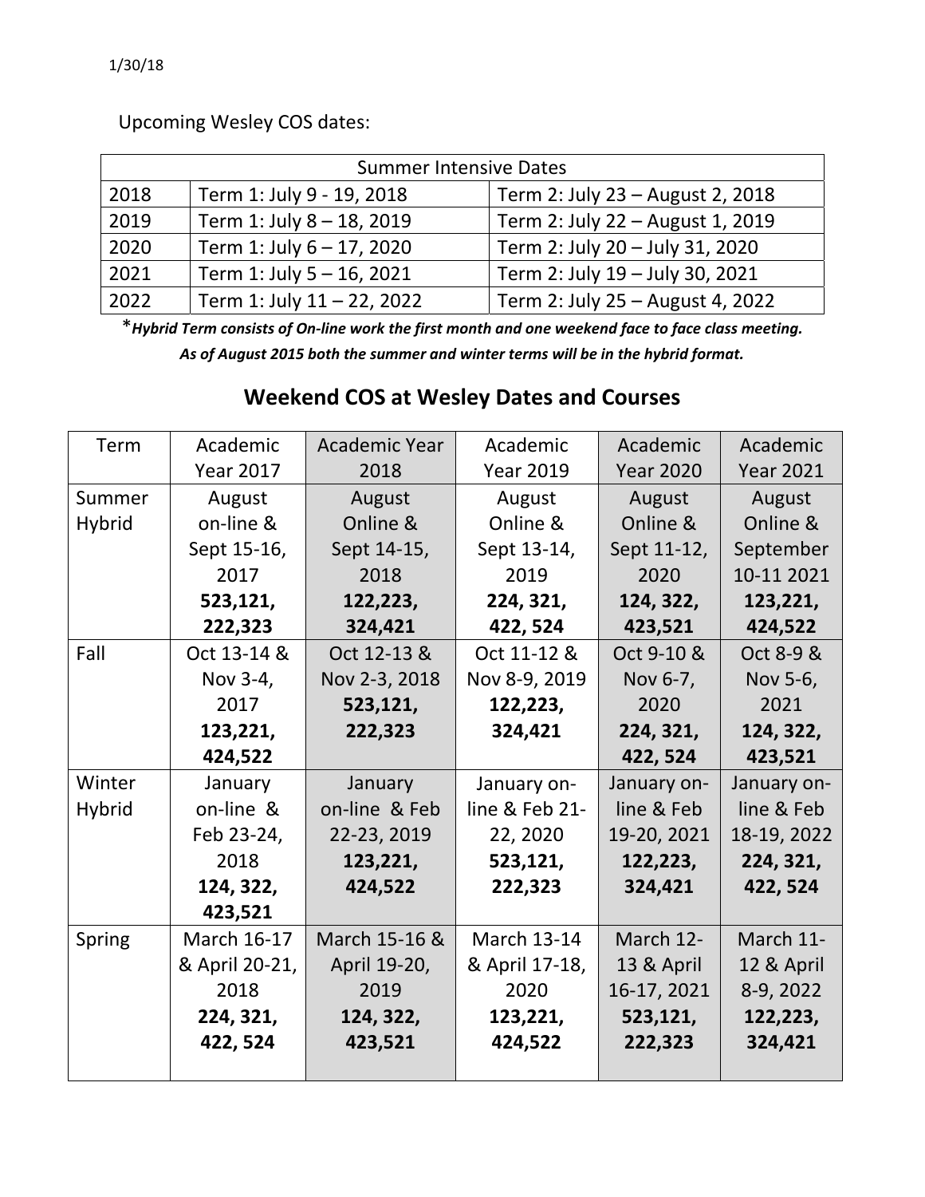1/30/18

Upcoming Wesley COS dates:

| Summer Intensive Dates | | |
|---|---|---|
| 2018 | Term 1: July 9 - 19, 2018 | Term 2: July 23 – August 2, 2018 |
| 2019 | Term 1: July 8 – 18, 2019 | Term 2: July 22 – August 1, 2019 |
| 2020 | Term 1: July 6 – 17, 2020 | Term 2: July 20 – July 31, 2020 |
| 2021 | Term 1: July 5 – 16, 2021 | Term 2: July 19 – July 30, 2021 |
| 2022 | Term 1: July 11 – 22, 2022 | Term 2: July 25 – August 4, 2022 |

**\****Hybrid Term consists of On-line work the first month and one weekend face to face class meeting.***

***As of August 2015 both the summer and winter terms will be in the hybrid format.***

## Weekend COS at Wesley Dates and Courses

| Term | Academic Year 2017 | Academic Year 2018 | Academic Year 2019 | Academic Year 2020 | Academic Year 2021 |
|---|---|---|---|---|---|
| Summer Hybrid | August on-line & Sept 15-16, 2017 **523,121, 222,323** | August Online & Sept 14-15, 2018 **122,223, 324,421** | August Online & Sept 13-14, 2019 **224, 321, 422, 524** | August Online & Sept 11-12, 2020 **124, 322, 423,521** | August Online & September 10-11 2021 **123,221, 424,522** |
| Fall | Oct 13-14 & Nov 3-4, 2017 **123,221, 424,522** | Oct 12-13 & Nov 2-3, 2018 **523,121, 222,323** | Oct 11-12 & Nov 8-9, 2019 **122,223, 324,421** | Oct 9-10 & Nov 6-7, 2020 **224, 321, 422, 524** | Oct 8-9 & Nov 5-6, 2021 **124, 322, 423,521** |
| Winter Hybrid | January on-line & Feb 23-24, 2018 **124, 322, 423,521** | January on-line & Feb 22-23, 2019 **123,221, 424,522** | January on-line & Feb 21-22, 2020 **523,121, 222,323** | January on-line & Feb 19-20, 2021 **122,223, 324,421** | January on-line & Feb 18-19, 2022 **224, 321, 422, 524** |
| Spring | March 16-17 & April 20-21, 2018 **224, 321, 422, 524** | March 15-16 & April 19-20, 2019 **124, 322, 423,521** | March 13-14 & April 17-18, 2020 **123,221, 424,522** | March 12-13 & April 16-17, 2021 **523,121, 222,323** | March 11-12 & April 8-9, 2022 **122,223, 324,421** |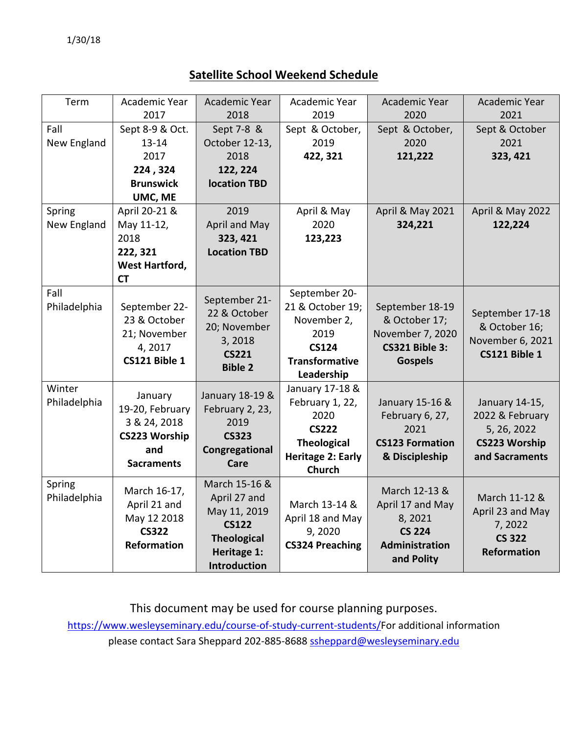1/30/18

## Satellite School Weekend Schedule

| Term | Academic Year 2017 | Academic Year 2018 | Academic Year 2019 | Academic Year 2020 | Academic Year 2021 |
|---|---|---|---|---|---|
| Fall New England | Sept 8-9 & Oct. 13-14 2017 **224 , 324 Brunswick UMC, ME** | Sept 7-8 & October 12-13, 2018 **122, 224 location TBD** | Sept & October, 2019 **422, 321** | Sept & October, 2020 **121,222** | Sept & October 2021 **323, 421** |
| Spring New England | April 20-21 & May 11-12, 2018 **222, 321 West Hartford, CT** | 2019 April and May **323, 421 Location TBD** | April & May 2020 **123,223** | April & May 2021 **324,221** | April & May 2022 **122,224** |
| Fall Philadelphia | September 22-23 & October 21; November 4, 2017 **CS121 Bible 1** | September 21-22 & October 20; November 3, 2018 **CS221 Bible 2** | September 20-21 & October 19; November 2, 2019 **CS124 Transformative Leadership** | September 18-19 & October 17; November 7, 2020 **CS321 Bible 3: Gospels** | September 17-18 & October 16; November 6, 2021 **CS121 Bible 1** |
| Winter Philadelphia | January 19-20, February 3 & 24, 2018 **CS223 Worship and Sacraments** | January 18-19 & February 2, 23, 2019 **CS323 Congregational Care** | January 17-18 & February 1, 22, 2020 **CS222 Theological Heritage 2: Early Church** | January 15-16 & February 6, 27, 2021 **CS123 Formation & Discipleship** | January 14-15, 2022 & February 5, 26, 2022 **CS223 Worship and Sacraments** |
| Spring Philadelphia | March 16-17, April 21 and May 12 2018 **CS322 Reformation** | March 15-16 & April 27 and May 11, 2019 **CS122 Theological Heritage 1: Introduction** | March 13-14 & April 18 and May 9, 2020 **CS324 Preaching** | March 12-13 & April 17 and May 8, 2021 **CS 224 Administration and Polity** | March 11-12 & April 23 and May 7, 2022 **CS 322 Reformation** |

This document may be used for course planning purposes.

https://www.wesleyseminary.edu/course-of-study-current-students/For additional information please contact Sara Sheppard 202-885-8688 sheppard@wesleyseminary.edu